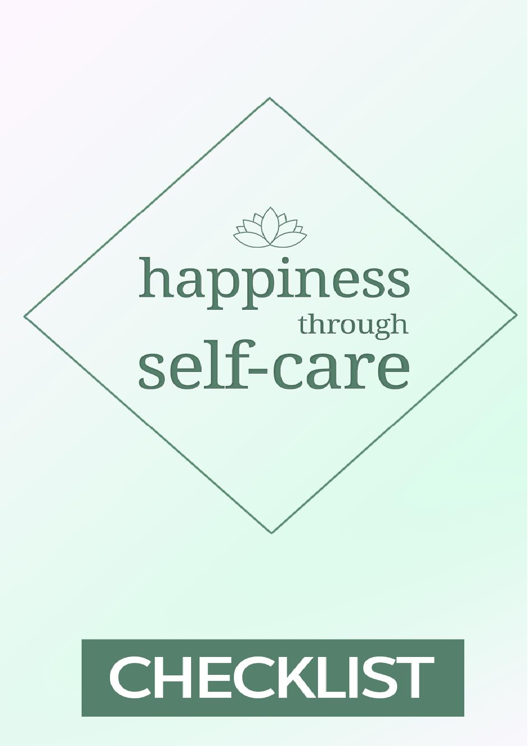# happiness through self-care

## CHECKLIST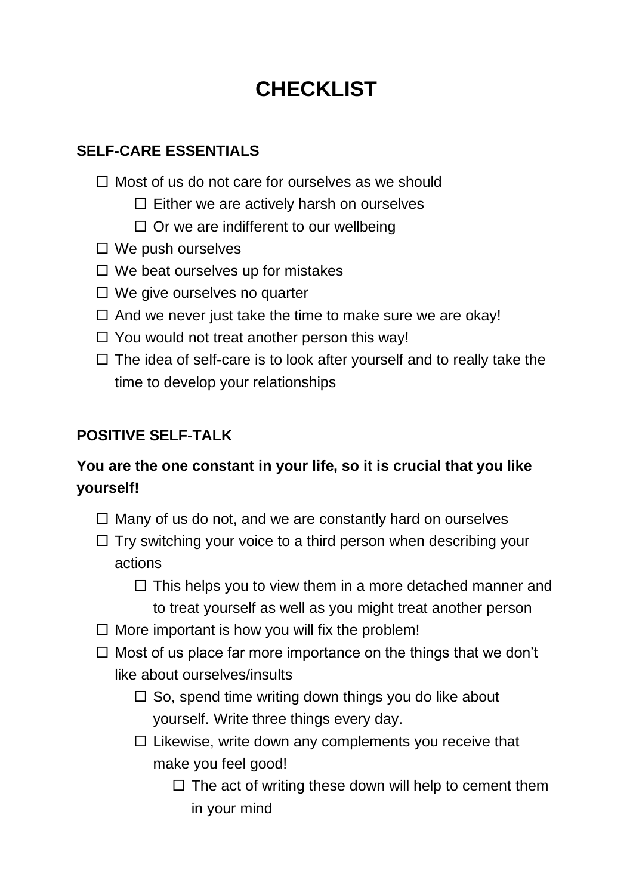# CHECKLIST

## SELF-CARE ESSENTIALS

- ☐ Most of us do not care for ourselves as we should
  - ☐ Either we are actively harsh on ourselves
  - ☐ Or we are indifferent to our wellbeing
- ☐ We push ourselves
- ☐ We beat ourselves up for mistakes
- ☐ We give ourselves no quarter
- ☐ And we never just take the time to make sure we are okay!
- ☐ You would not treat another person this way!
- ☐ The idea of self-care is to look after yourself and to really take the time to develop your relationships

## POSITIVE SELF-TALK

**You are the one constant in your life, so it is crucial that you like yourself!**

- ☐ Many of us do not, and we are constantly hard on ourselves
- ☐ Try switching your voice to a third person when describing your actions
  - ☐ This helps you to view them in a more detached manner and to treat yourself as well as you might treat another person
- ☐ More important is how you will fix the problem!
- ☐ Most of us place far more importance on the things that we don't like about ourselves/insults
  - ☐ So, spend time writing down things you do like about yourself. Write three things every day.
  - ☐ Likewise, write down any complements you receive that make you feel good!
    - ☐ The act of writing these down will help to cement them in your mind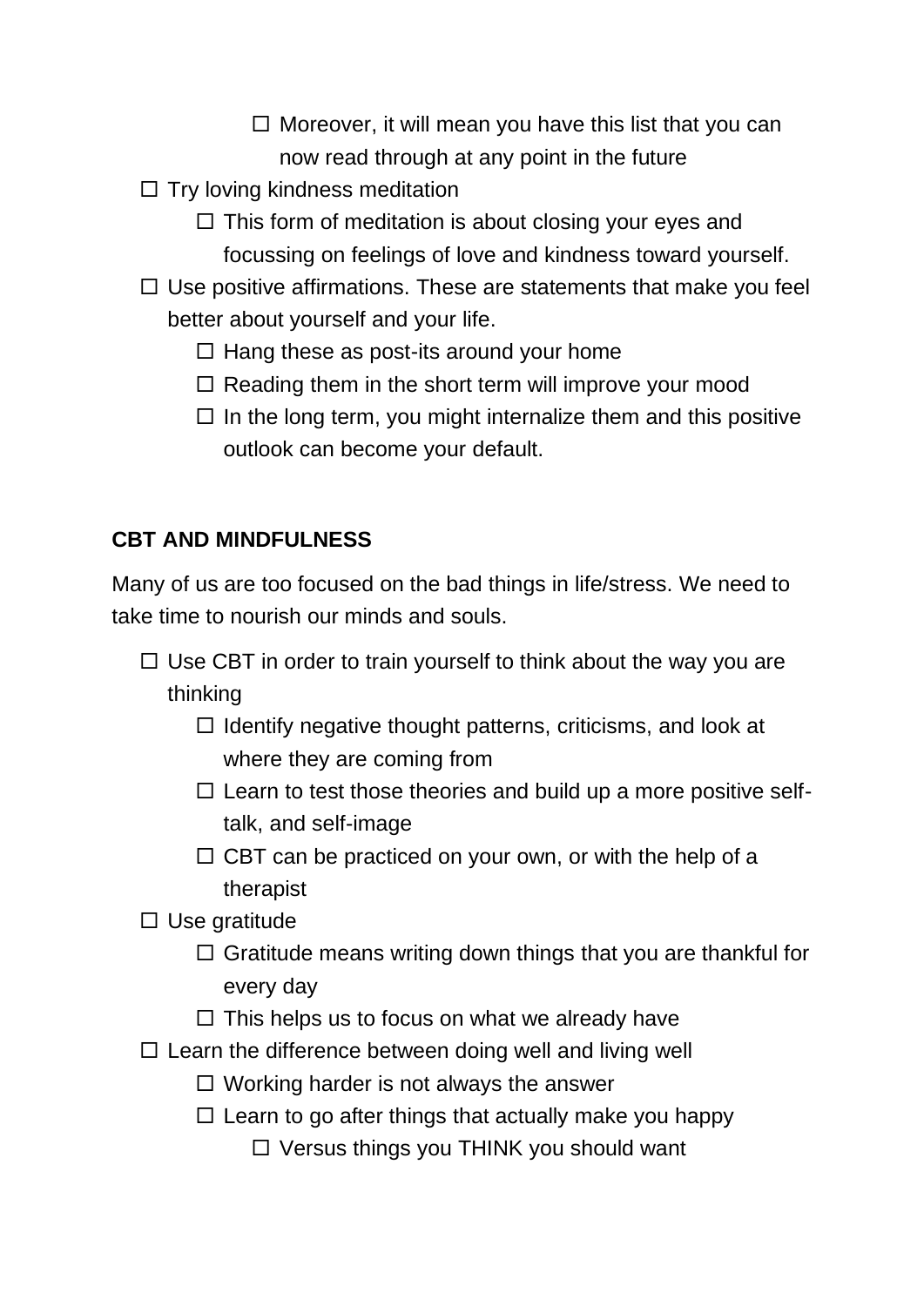- ☐ Moreover, it will mean you have this list that you can now read through at any point in the future
- ☐ Try loving kindness meditation
    - ☐ This form of meditation is about closing your eyes and focussing on feelings of love and kindness toward yourself.
- ☐ Use positive affirmations. These are statements that make you feel better about yourself and your life.
    - ☐ Hang these as post-its around your home
    - ☐ Reading them in the short term will improve your mood
    - ☐ In the long term, you might internalize them and this positive outlook can become your default.

**CBT AND MINDFULNESS**

Many of us are too focused on the bad things in life/stress. We need to take time to nourish our minds and souls.

- ☐ Use CBT in order to train yourself to think about the way you are thinking
    - ☐ Identify negative thought patterns, criticisms, and look at where they are coming from
    - ☐ Learn to test those theories and build up a more positive self-talk, and self-image
    - ☐ CBT can be practiced on your own, or with the help of a therapist
- ☐ Use gratitude
    - ☐ Gratitude means writing down things that you are thankful for every day
    - ☐ This helps us to focus on what we already have
- ☐ Learn the difference between doing well and living well
    - ☐ Working harder is not always the answer
    - ☐ Learn to go after things that actually make you happy
        - ☐ Versus things you THINK you should want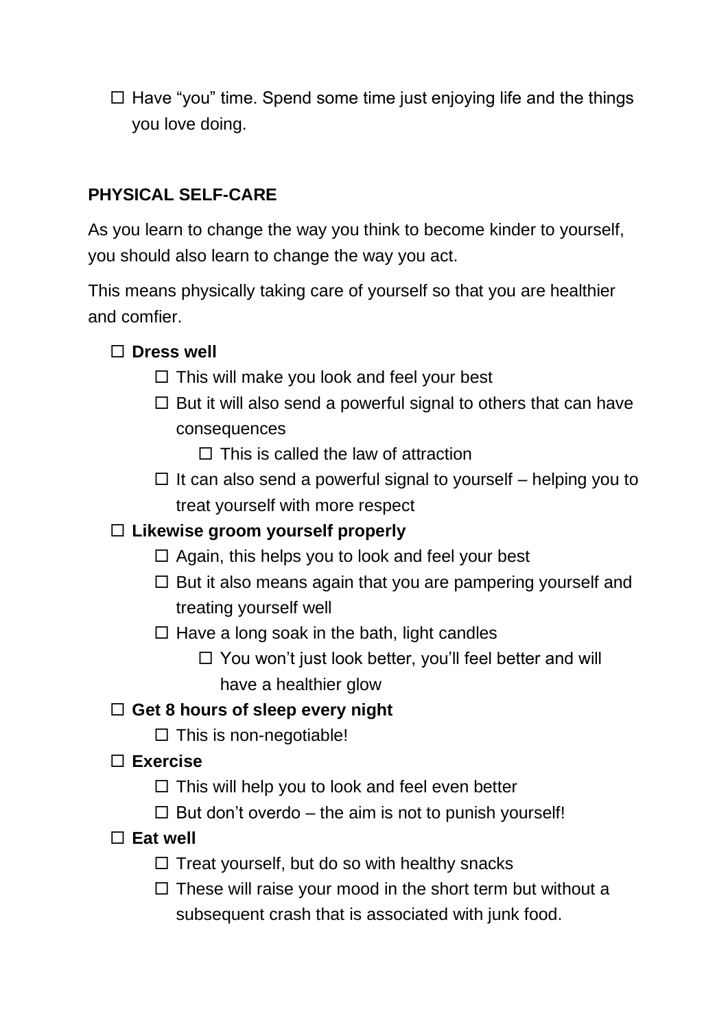- ☐ Have “you” time. Spend some time just enjoying life and the things you love doing.

**PHYSICAL SELF-CARE**

As you learn to change the way you think to become kinder to yourself, you should also learn to change the way you act.

This means physically taking care of yourself so that you are healthier and comfier.

- ☐ **Dress well**
  - ☐ This will make you look and feel your best
  - ☐ But it will also send a powerful signal to others that can have consequences
    - ☐ This is called the law of attraction
  - ☐ It can also send a powerful signal to yourself – helping you to treat yourself with more respect
- ☐ **Likewise groom yourself properly**
  - ☐ Again, this helps you to look and feel your best
  - ☐ But it also means again that you are pampering yourself and treating yourself well
  - ☐ Have a long soak in the bath, light candles
    - ☐ You won’t just look better, you’ll feel better and will have a healthier glow
- ☐ **Get 8 hours of sleep every night**
  - ☐ This is non-negotiable!
- ☐ **Exercise**
  - ☐ This will help you to look and feel even better
  - ☐ But don’t overdo – the aim is not to punish yourself!
- ☐ **Eat well**
  - ☐ Treat yourself, but do so with healthy snacks
  - ☐ These will raise your mood in the short term but without a subsequent crash that is associated with junk food.